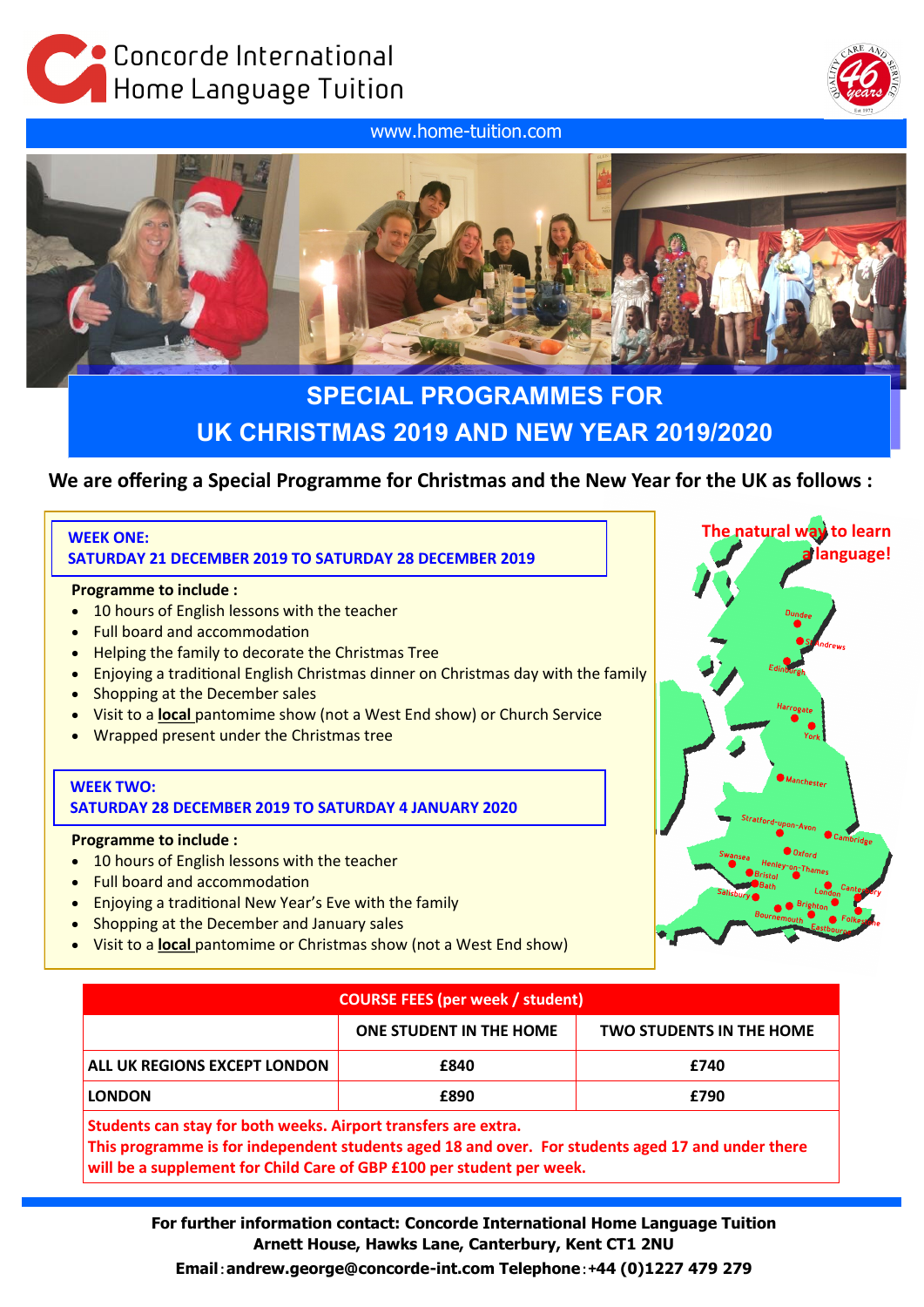# Concorde International Home Language Tuition

www.home-tuition.com

## SPECIAL PROGRAMMES FOR UK CHRISTMAS 2019 AND NEW YEAR 2019/2020

**We are offering a Special Programme for Christmas and the New Year for the UK as follows :**

### WEEK ONE: SATURDAY 21 DECEMBER 2019 TO SATURDAY 28 DECEMBER 2019

**Programme to include :**

- 10 hours of English lessons with the teacher
- Full board and accommodation
- Helping the family to decorate the Christmas Tree
- Enjoying a traditional English Christmas dinner on Christmas day with the family
- Shopping at the December sales
- Visit to a **local** pantomime show (not a West End show) or Church Service
- Wrapped present under the Christmas tree

### WEEK TWO: SATURDAY 28 DECEMBER 2019 TO SATURDAY 4 JANUARY 2020

**Programme to include :**

- 10 hours of English lessons with the teacher
- Full board and accommodation
- Enjoying a traditional New Year's Eve with the family
- Shopping at the December and January sales
- Visit to a **local** pantomime or Christmas show (not a West End show)

The natural way to learn a language!

| COURSE FEES (per week / student) | | |
|---|---|---|
| | ONE STUDENT IN THE HOME | TWO STUDENTS IN THE HOME |
| ALL UK REGIONS EXCEPT LONDON | £840 | £740 |
| LONDON | £890 | £790 |

**Students can stay for both weeks. Airport transfers are extra.**
**This programme is for independent students aged 18 and over. For students aged 17 and under there will be a supplement for Child Care of GBP £100 per student per week.**

**For further information contact: Concorde International Home Language Tuition**
**Arnett House, Hawks Lane, Canterbury, Kent CT1 2NU**
**Email: andrew.george@concorde-int.com Telephone: +44 (0)1227 479 279**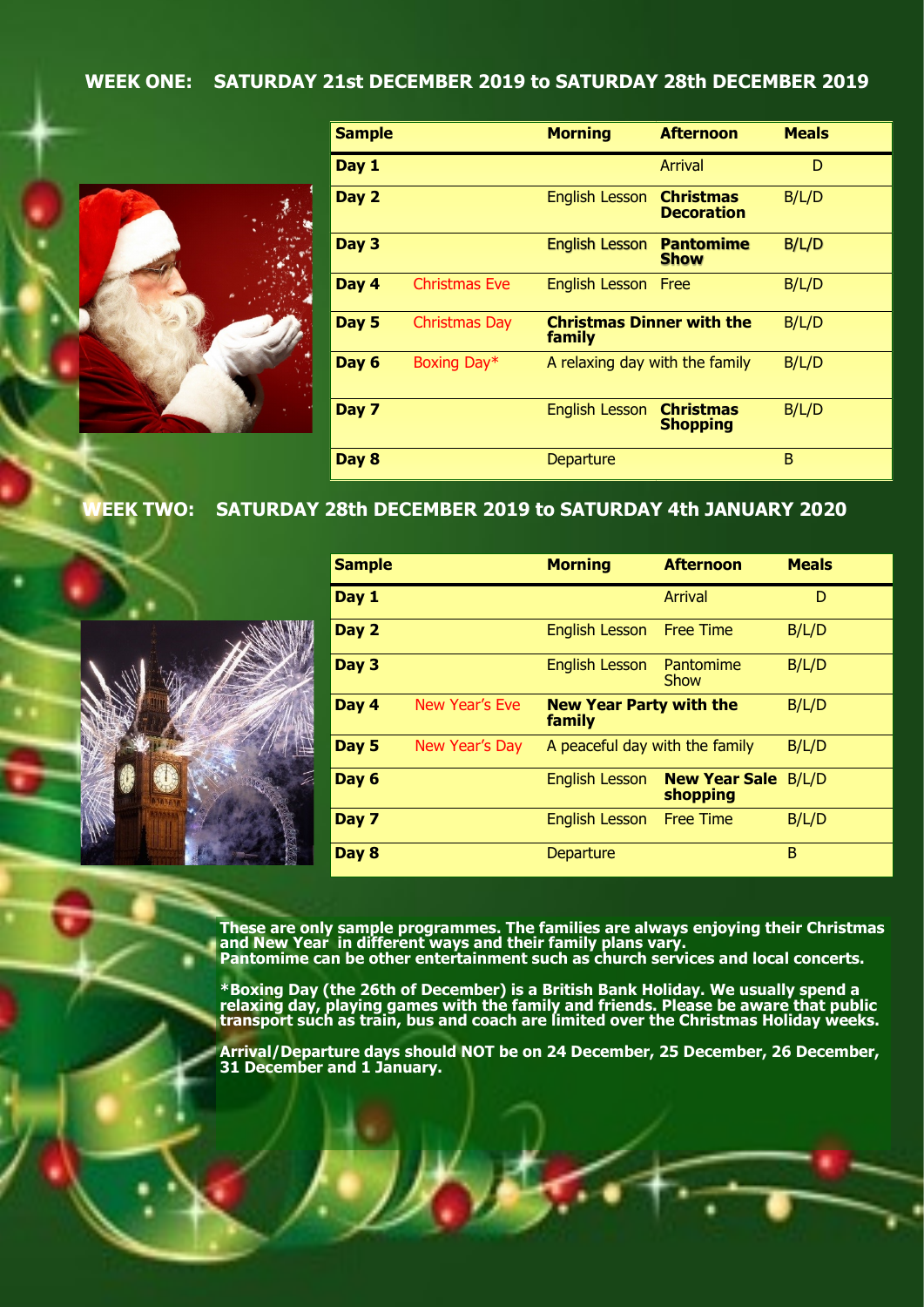## WEEK ONE: SATURDAY 21st DECEMBER 2019 to SATURDAY 28th DECEMBER 2019

| Sample | | Morning | Afternoon | Meals |
|---|---|---|---|---|
| Day 1 | | | Arrival | D |
| Day 2 | | English Lesson | **Christmas Decoration** | B/L/D |
| Day 3 | | English Lesson | **Pantomime Show** | B/L/D |
| Day 4 | Christmas Eve | English Lesson | Free | B/L/D |
| Day 5 | Christmas Day | **Christmas Dinner with the family** | | B/L/D |
| Day 6 | Boxing Day* | A relaxing day with the family | | B/L/D |
| Day 7 | | English Lesson | **Christmas Shopping** | B/L/D |
| Day 8 | | Departure | | B |

## WEEK TWO: SATURDAY 28th DECEMBER 2019 to SATURDAY 4th JANUARY 2020

| Sample | | Morning | Afternoon | Meals |
|---|---|---|---|---|
| Day 1 | | | Arrival | D |
| Day 2 | | English Lesson | Free Time | B/L/D |
| Day 3 | | English Lesson | Pantomime Show | B/L/D |
| Day 4 | New Year's Eve | **New Year Party with the family** | | B/L/D |
| Day 5 | New Year's Day | A peaceful day with the family | | B/L/D |
| Day 6 | | English Lesson | **New Year Sale shopping** | B/L/D |
| Day 7 | | English Lesson | Free Time | B/L/D |
| Day 8 | | Departure | | B |

**These are only sample programmes. The families are always enjoying their Christmas and New Year in different ways and their family plans vary. Pantomime can be other entertainment such as church services and local concerts.**

**\*Boxing Day (the 26th of December) is a British Bank Holiday. We usually spend a relaxing day, playing games with the family and friends. Please be aware that public transport such as train, bus and coach are limited over the Christmas Holiday weeks.**

**Arrival/Departure days should NOT be on 24 December, 25 December, 26 December, 31 December and 1 January.**